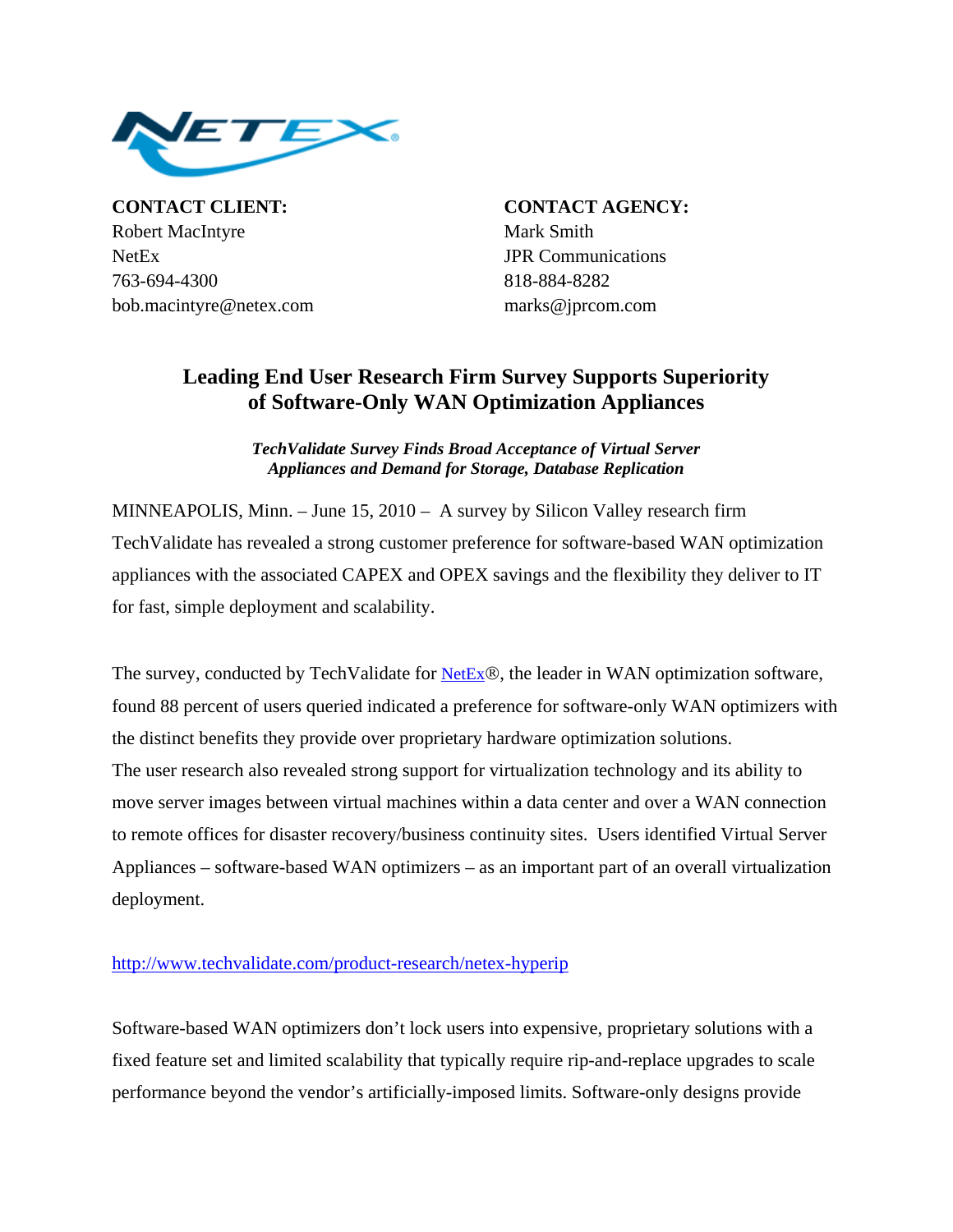**CONTACT CLIENT:**
Robert MacIntyre
NetEx
763-694-4300
bob.macintyre@netex.com

**CONTACT AGENCY:**
Mark Smith
JPR Communications
818-884-8282
marks@jprcom.com

# Leading End User Research Firm Survey Supports Superiority of Software-Only WAN Optimization Appliances

***TechValidate Survey Finds Broad Acceptance of Virtual Server Appliances and Demand for Storage, Database Replication***

MINNEAPOLIS, Minn. – June 15, 2010 – A survey by Silicon Valley research firm TechValidate has revealed a strong customer preference for software-based WAN optimization appliances with the associated CAPEX and OPEX savings and the flexibility they deliver to IT for fast, simple deployment and scalability.

The survey, conducted by TechValidate for NetEx®, the leader in WAN optimization software, found 88 percent of users queried indicated a preference for software-only WAN optimizers with the distinct benefits they provide over proprietary hardware optimization solutions.

The user research also revealed strong support for virtualization technology and its ability to move server images between virtual machines within a data center and over a WAN connection to remote offices for disaster recovery/business continuity sites. Users identified Virtual Server Appliances – software-based WAN optimizers – as an important part of an overall virtualization deployment.

http://www.techvalidate.com/product-research/netex-hyperip

Software-based WAN optimizers don't lock users into expensive, proprietary solutions with a fixed feature set and limited scalability that typically require rip-and-replace upgrades to scale performance beyond the vendor's artificially-imposed limits. Software-only designs provide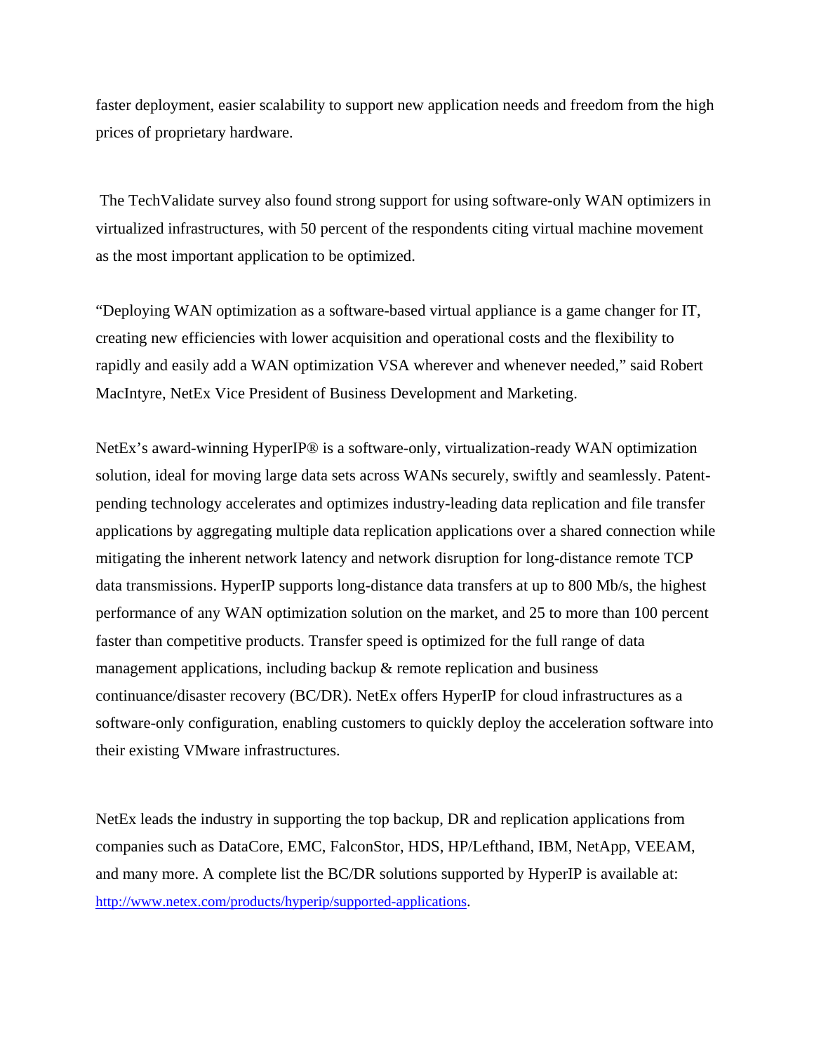faster deployment, easier scalability to support new application needs and freedom from the high prices of proprietary hardware.

The TechValidate survey also found strong support for using software-only WAN optimizers in virtualized infrastructures, with 50 percent of the respondents citing virtual machine movement as the most important application to be optimized.

“Deploying WAN optimization as a software-based virtual appliance is a game changer for IT, creating new efficiencies with lower acquisition and operational costs and the flexibility to rapidly and easily add a WAN optimization VSA wherever and whenever needed,” said Robert MacIntyre, NetEx Vice President of Business Development and Marketing.

NetEx’s award-winning HyperIP® is a software-only, virtualization-ready WAN optimization solution, ideal for moving large data sets across WANs securely, swiftly and seamlessly. Patent-pending technology accelerates and optimizes industry-leading data replication and file transfer applications by aggregating multiple data replication applications over a shared connection while mitigating the inherent network latency and network disruption for long-distance remote TCP data transmissions. HyperIP supports long-distance data transfers at up to 800 Mb/s, the highest performance of any WAN optimization solution on the market, and 25 to more than 100 percent faster than competitive products. Transfer speed is optimized for the full range of data management applications, including backup & remote replication and business continuance/disaster recovery (BC/DR). NetEx offers HyperIP for cloud infrastructures as a software-only configuration, enabling customers to quickly deploy the acceleration software into their existing VMware infrastructures.

NetEx leads the industry in supporting the top backup, DR and replication applications from companies such as DataCore, EMC, FalconStor, HDS, HP/Lefthand, IBM, NetApp, VEEAM, and many more. A complete list the BC/DR solutions supported by HyperIP is available at: http://www.netex.com/products/hyperip/supported-applications.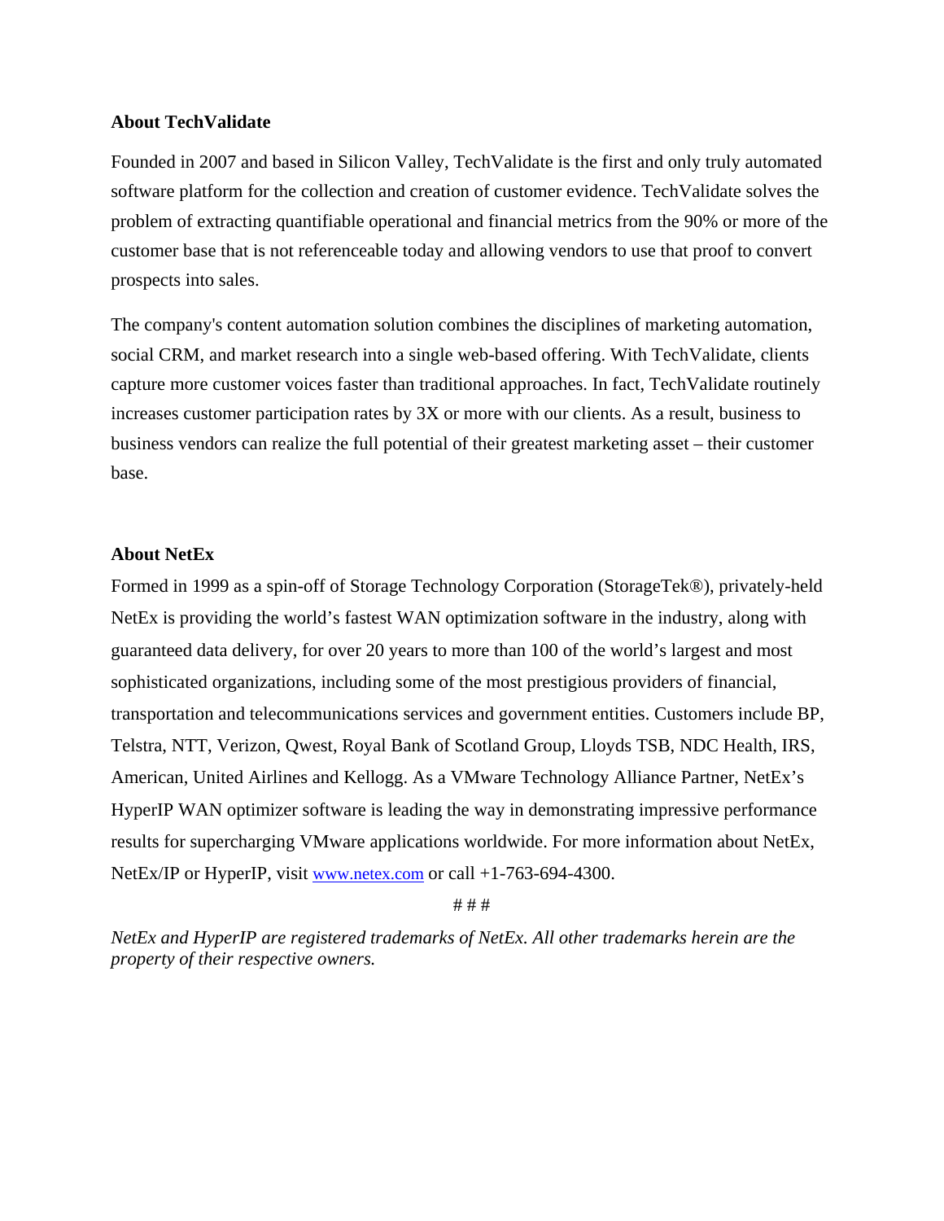**About TechValidate**

Founded in 2007 and based in Silicon Valley, TechValidate is the first and only truly automated software platform for the collection and creation of customer evidence. TechValidate solves the problem of extracting quantifiable operational and financial metrics from the 90% or more of the customer base that is not referenceable today and allowing vendors to use that proof to convert prospects into sales.

The company's content automation solution combines the disciplines of marketing automation, social CRM, and market research into a single web-based offering. With TechValidate, clients capture more customer voices faster than traditional approaches. In fact, TechValidate routinely increases customer participation rates by 3X or more with our clients. As a result, business to business vendors can realize the full potential of their greatest marketing asset – their customer base.

**About NetEx**

Formed in 1999 as a spin-off of Storage Technology Corporation (StorageTek®), privately-held NetEx is providing the world's fastest WAN optimization software in the industry, along with guaranteed data delivery, for over 20 years to more than 100 of the world's largest and most sophisticated organizations, including some of the most prestigious providers of financial, transportation and telecommunications services and government entities. Customers include BP, Telstra, NTT, Verizon, Qwest, Royal Bank of Scotland Group, Lloyds TSB, NDC Health, IRS, American, United Airlines and Kellogg. As a VMware Technology Alliance Partner, NetEx's HyperIP WAN optimizer software is leading the way in demonstrating impressive performance results for supercharging VMware applications worldwide. For more information about NetEx, NetEx/IP or HyperIP, visit www.netex.com or call +1-763-694-4300.

# # #

*NetEx and HyperIP are registered trademarks of NetEx. All other trademarks herein are the property of their respective owners.*